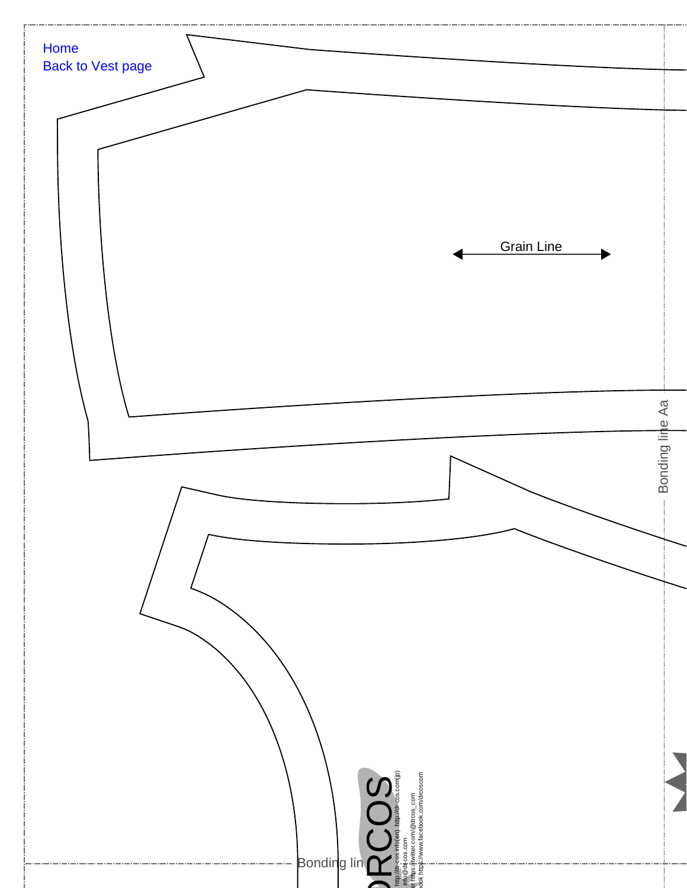Home
Back to Vest page

Grain Line

Bonding line Aa

Bonding lin

DRCOS

http://dr-cos.info(en) http://dr-cos.com(jp)
info@dr-cos.com
er https://twitter.com/@drcos_com
ook https://www.facebook.com/drcoscom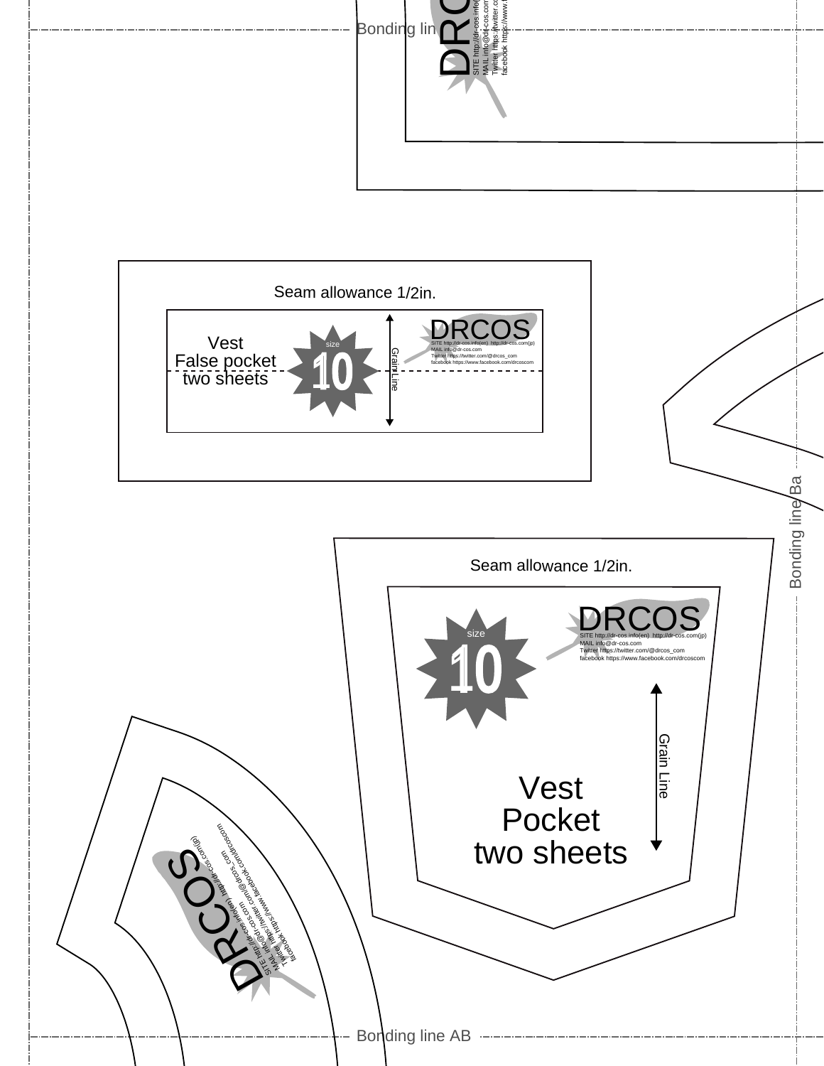Bonding line

DRCOS

SITE http://dr-cos.info(en) http://dr-cos.com(jp)
MAIL info@dr-cos.com
Twitter https://twitter.com/@drcos_com
facebook https://www.facebook.com/drcoscom

Seam allowance 1/2in.

Vest
False pocket
two sheets

size
10

Grain Line

DRCOS

SITE http://dr-cos.info(en) http://dr-cos.com(jp)
MAIL info@dr-cos.com
Twitter https://twitter.com/@drcos_com
facebook https://www.facebook.com/drcoscom

Bonding line Ba

Seam allowance 1/2in.

size
10

DRCOS

SITE http://dr-cos.info(en) http://dr-cos.com(jp)
MAIL info@dr-cos.com
Twitter https://twitter.com/@drcos_com
facebook https://www.facebook.com/drcoscom

Grain Line

Vest
Pocket
two sheets

DRCOS

SITE http://dr-cos.info(en) http://dr-cos.com(jp)
MAIL info@dr-cos.com
Twitter https://twitter.com/@drcos_com
facebook https://www.facebook.com/drcoscom

Bonding line AB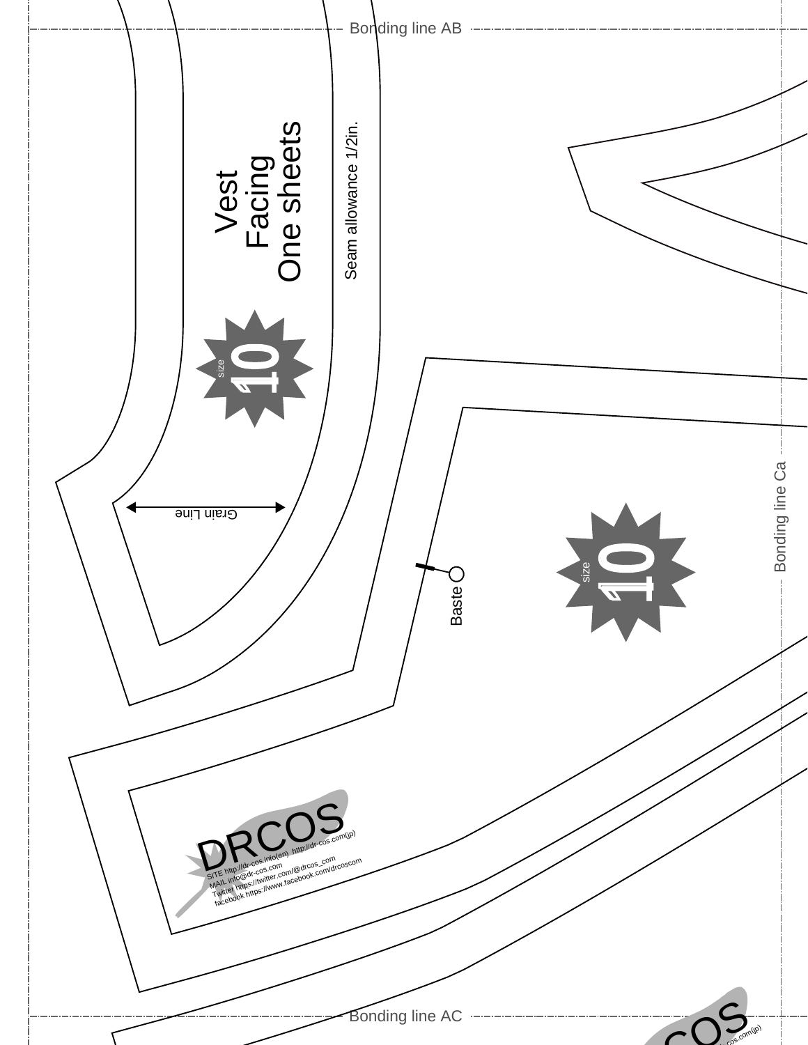Bonding line AB

Vest
Facing
One sheets

Seam allowance 1/2in.

size 10

Grain Line

Baste

size 10

Bonding line Ca

DRCOS
SITE http://dr-cos.info(en) http://dr-cos.com(jp)
MAIL info@dr-cos.com
Twitter https://twitter.com/@drcos_com
facebook https://www.facebook.com/drcoscom

Bonding line AC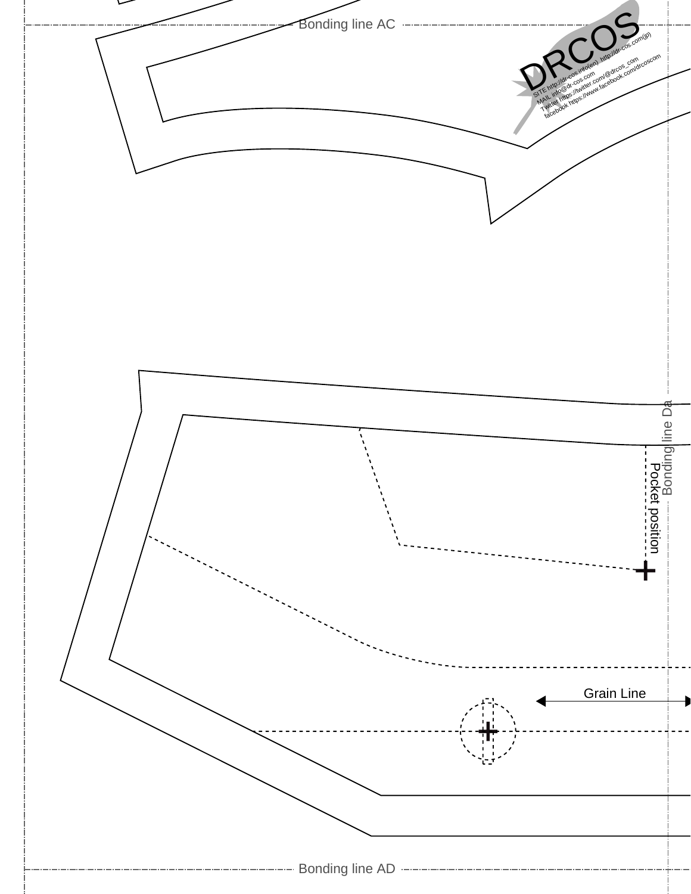Bonding line AC

DRCOS

SITE http://dr-cos.info(en) http://dr-cos.com(jp)
MAIL info@dr-cos.com
Twitter https://twitter.com/@drcos_com
facebook https://www.facebook.com/drcoscom

Bonding line Da

Pocket position

Grain Line

Bonding line AD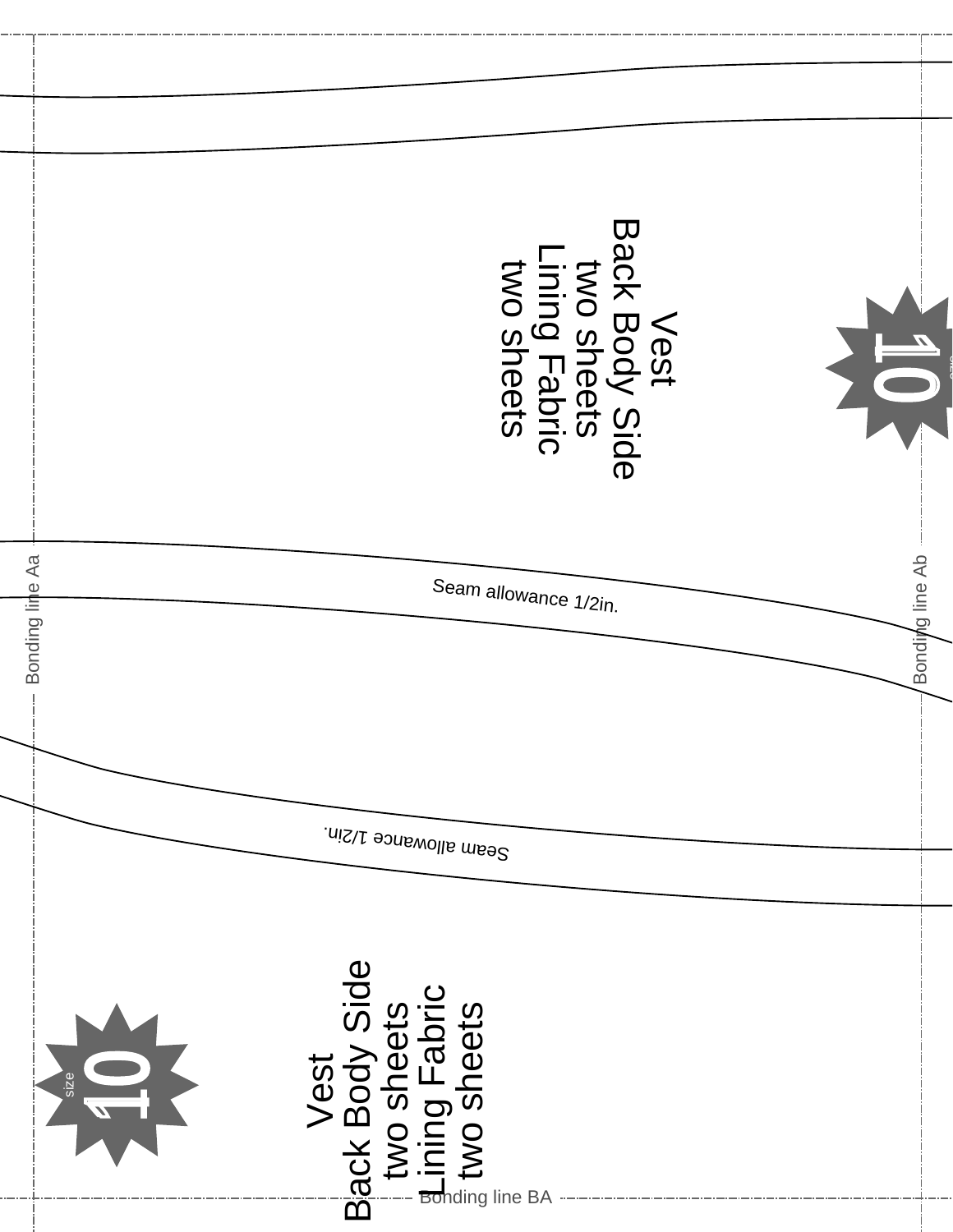Vest
Back Body Side
two sheets
Lining Fabric
two sheets

10
size

Bonding line Aa

Seam allowance 1/2in.

Bonding line Ab

Seam allowance 1/2in.

Vest
Back Body Side
two sheets
Lining Fabric
two sheets

size
10

Bonding line BA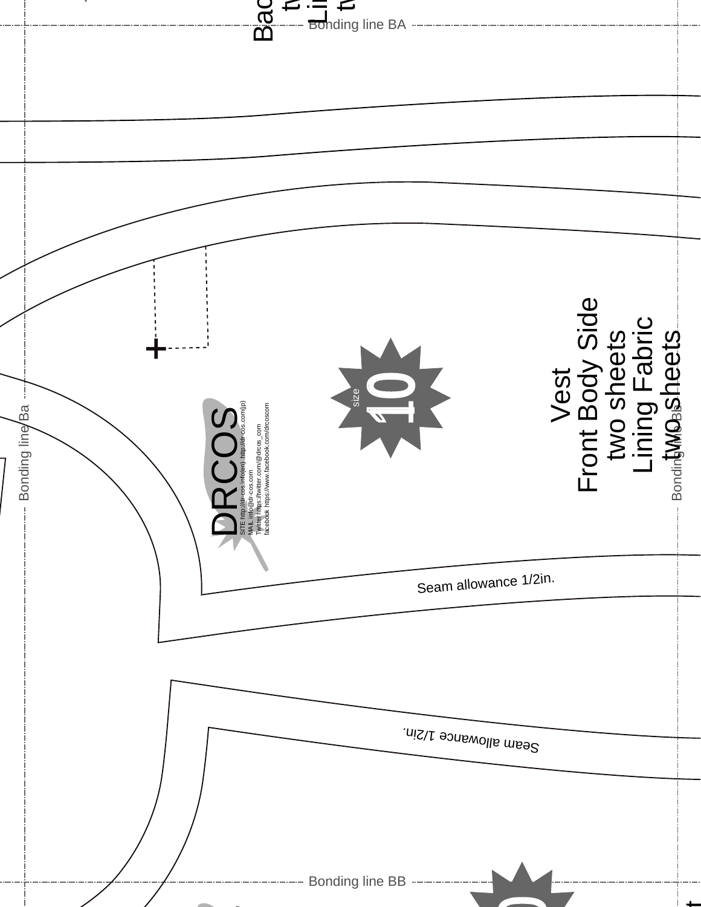Bonding line BA

Vest
Front Body Side
two sheets
Lining Fabric
two sheets

size 10

DRCOS

SITE http://dr-cos.info(en) http://dr-cos.com(jp)
MAIL info@dr-cos.com
Twitter https://twitter.com/@drcos_com
facebook https://www.facebook.com/drcoscom

Bonding line Ba

Bonding line Bb

Seam allowance 1/2in.

Seam allowance 1/2in.

Bonding line BB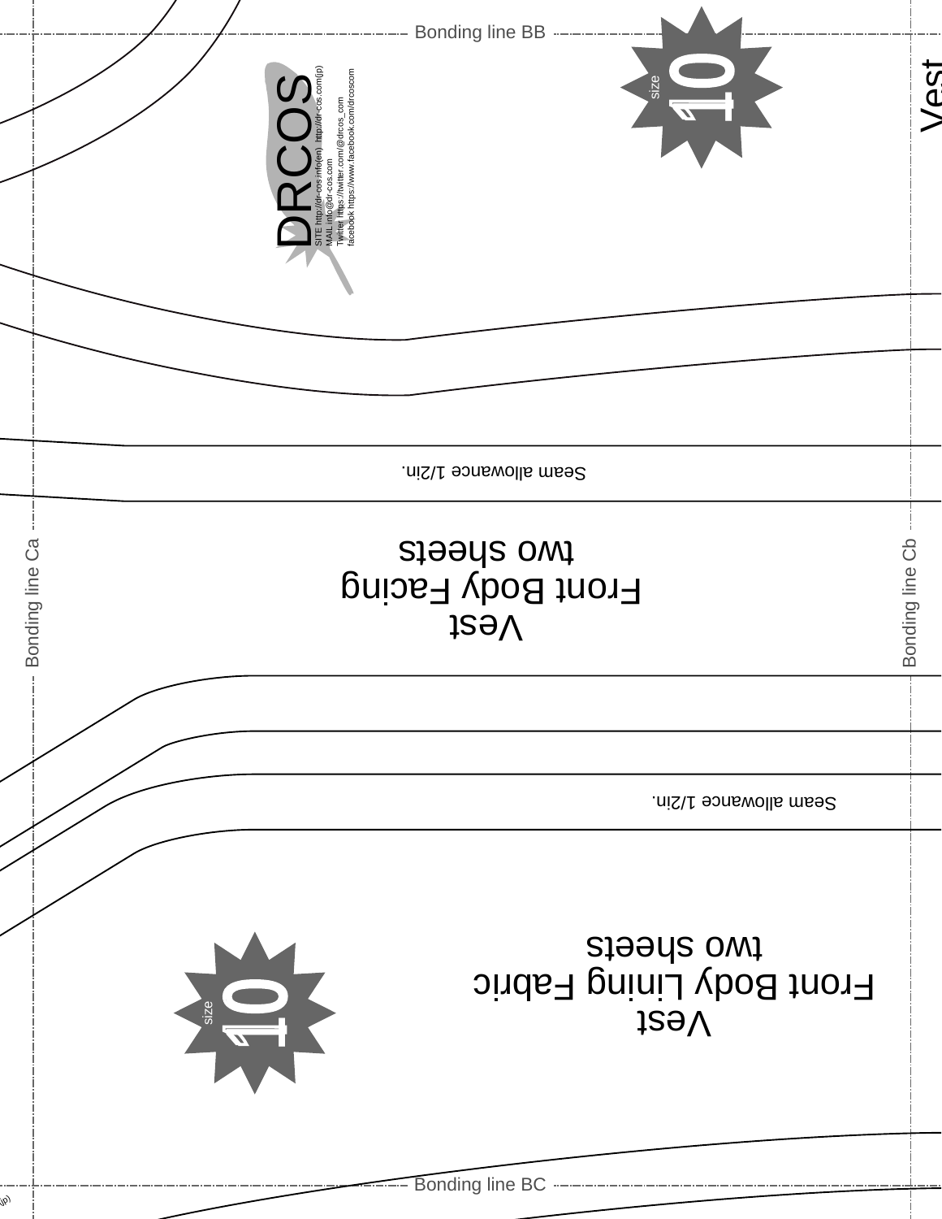Bonding line BB

size 10

DRCOS

SITE http://dr-cos.info(en) http://dr-cos.com(jp)
MAIL info@dr-cos.com
Twitter https://twitter.com/@drcos_com
facebook https://www.facebook.com/drcoscom

Vest

Seam allowance 1/2in.

Vest
Front Body Facing
two sheets

Bonding line Ca

Bonding line Cb

Seam allowance 1/2in.

Vest
Front Body Lining Fabric
two sheets

size 10

Bonding line BC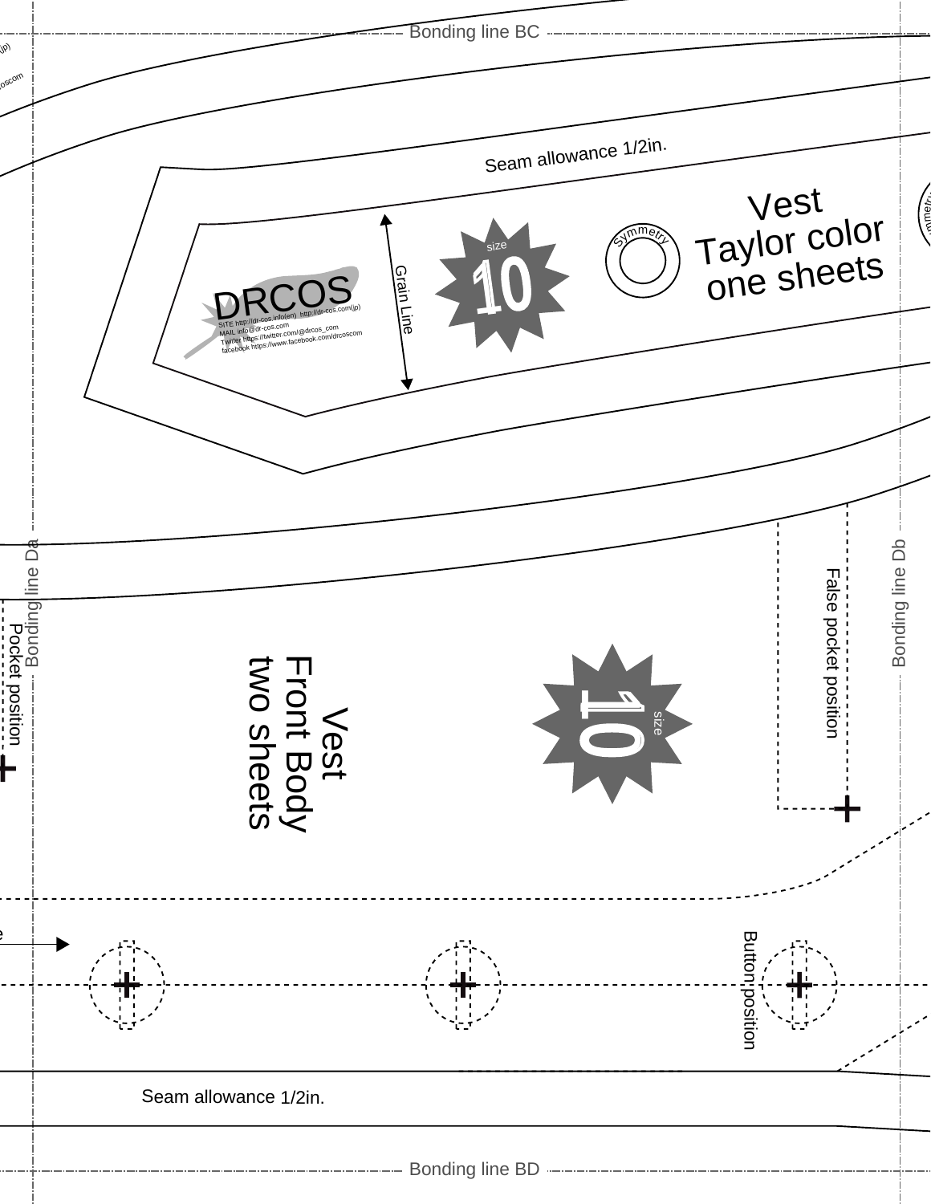Bonding line BC

Seam allowance 1/2in.

Vest
Taylor color
one sheets

Symmetry

size
10

Grain Line

DRCOS
SITE http://dr-cos.info(en) http://dr-cos.com(jp)
MAIL info@dr-cos.com
Twitter https://twitter.com/@drcos_com
facebook https://www.facebook.com/drcoscom

Bonding line Da

Pocket position

Vest
Front Body
two sheets

size
10

False pocket position

Bonding line Db

Button position

Seam allowance 1/2in.

Bonding line BD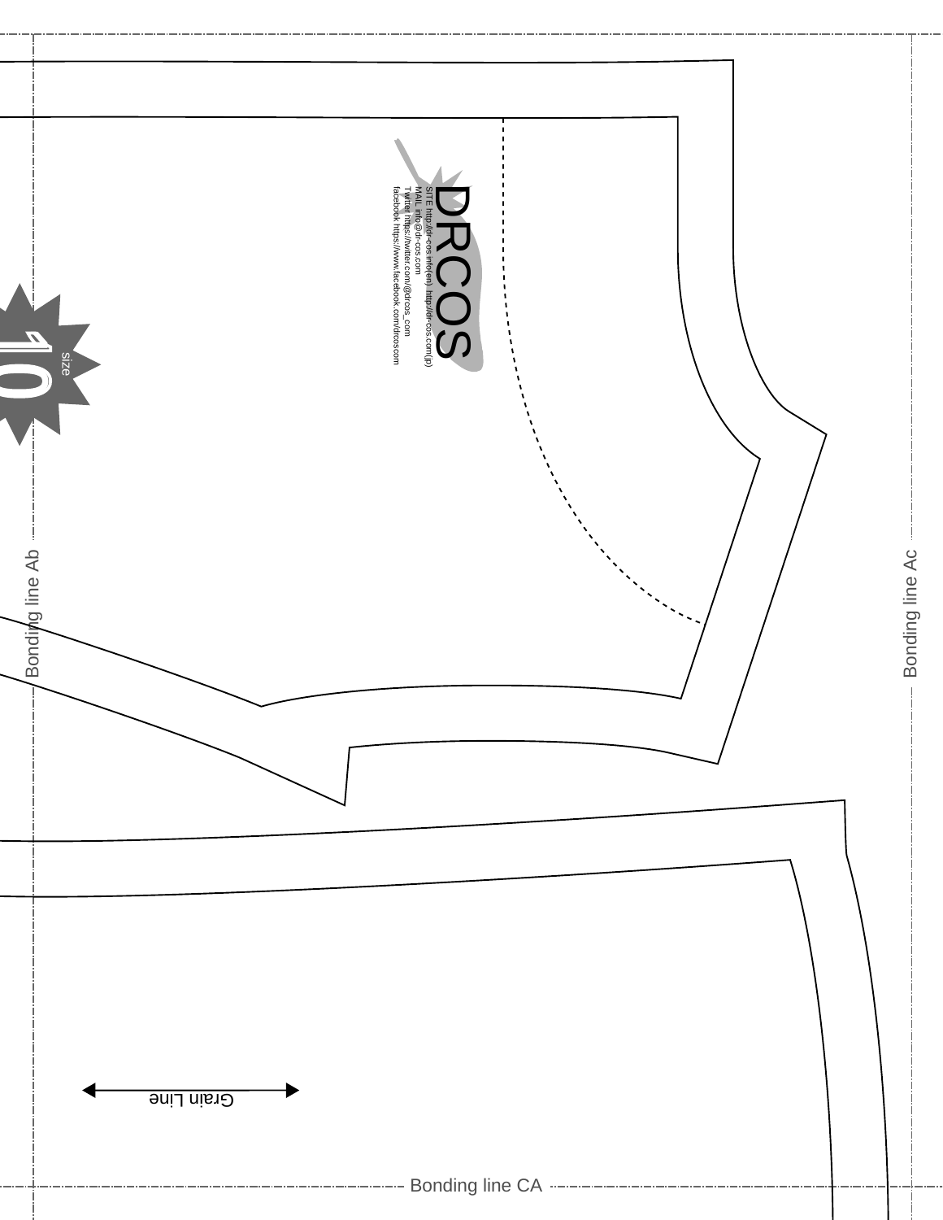DRCOS

SITE http://dr-cos.info(en) http://dr-cos.com(jp)
MAIL info@dr-cos.com
Twitter https://twitter.com/@drcos_com
facebook https://www.facebook.com/drcos.com

size 10

Bonding line Ab

Bonding line Ac

Grain Line

Bonding line CA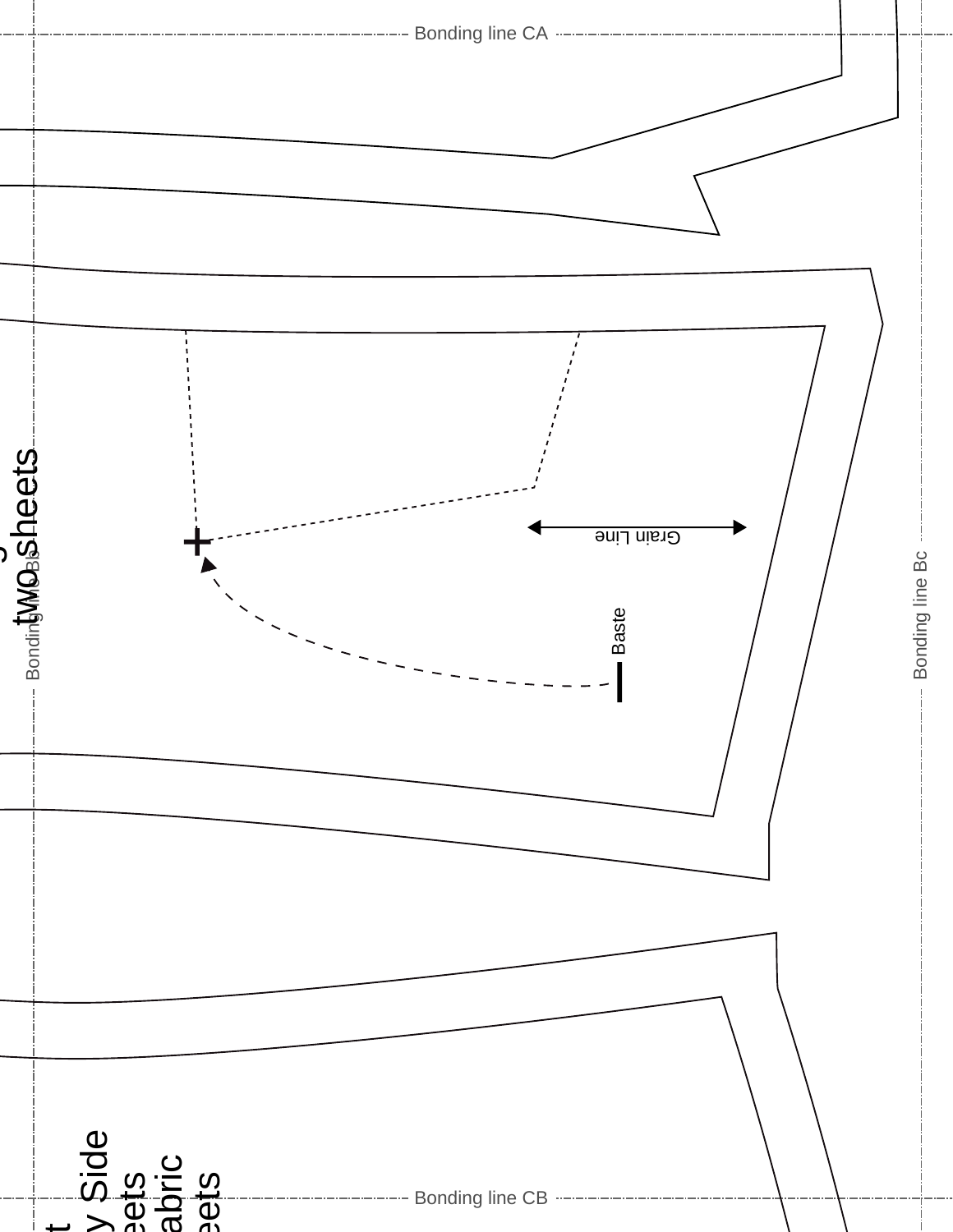Bonding line CA

two sheets

Bonding line Bb

Grain Line

Baste

Bonding line Bc

t
y Side
eets
abric
eets

Bonding line CB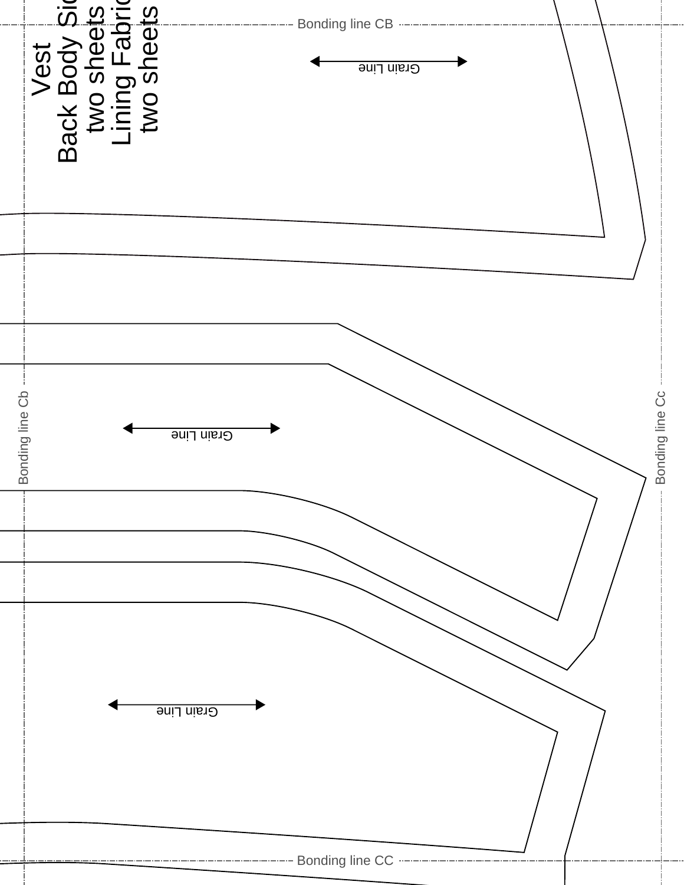Vest
Back Body Side
two sheets
Lining Fabric
two sheets

Bonding line CB

Grain Line

Bonding line Cb

Grain Line

Bonding line Cc

Grain Line

Bonding line CC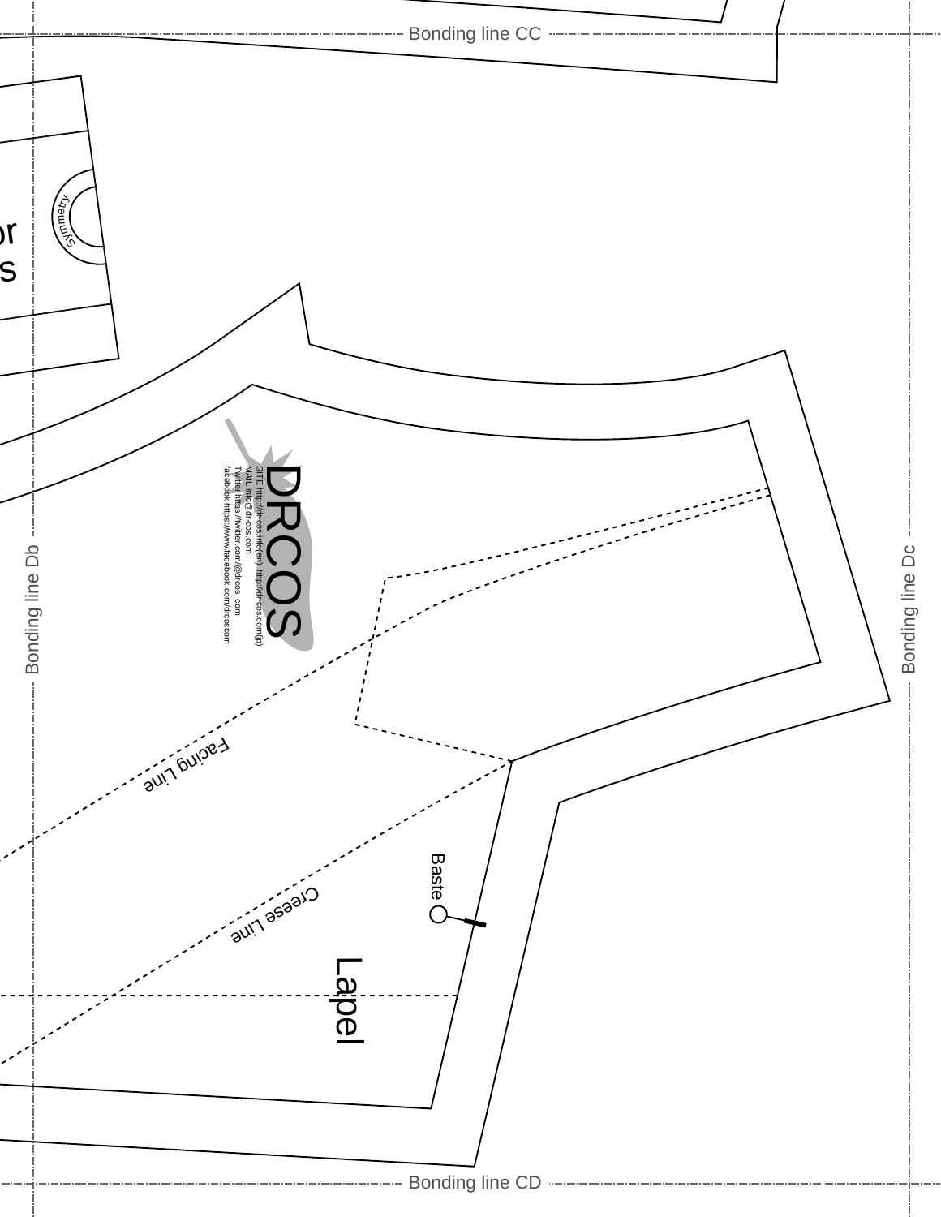Bonding line CC

Symmetry

or

s

DRCOS

SITE http://dr-cos.info(en) http://dr-cos.com(jp)
MAIL info@dr-cos.com
Twitter https://twitter.com/@drcos_com
facebook https://www.facebook.com/drcoscom

Facing Line

Baste

Creese Line

Lapel

Bonding line Db

Bonding line Dc

Bonding line CD